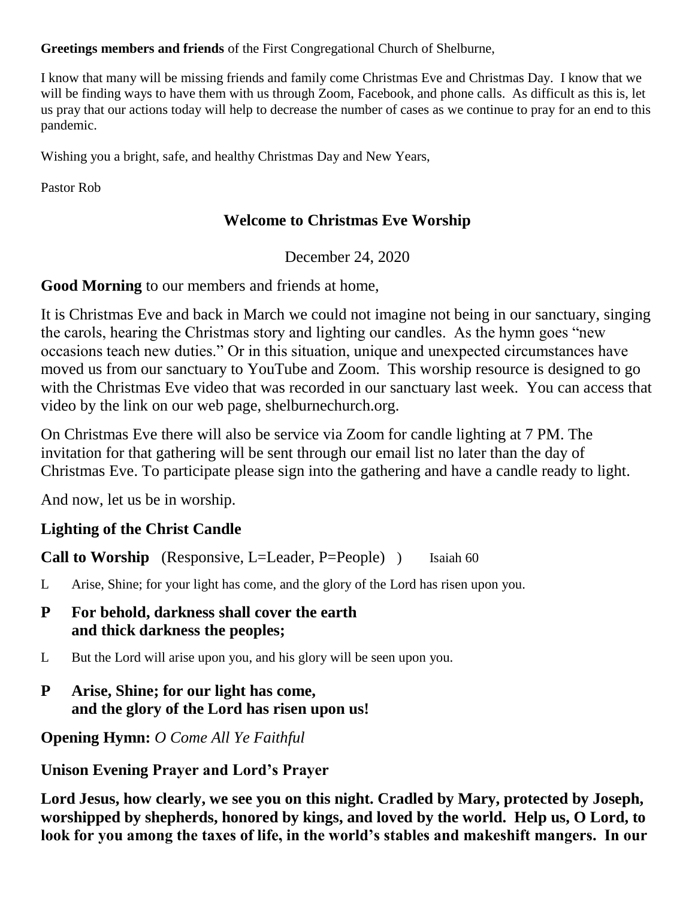**Greetings members and friends** of the First Congregational Church of Shelburne,

I know that many will be missing friends and family come Christmas Eve and Christmas Day. I know that we will be finding ways to have them with us through Zoom, Facebook, and phone calls. As difficult as this is, let us pray that our actions today will help to decrease the number of cases as we continue to pray for an end to this pandemic.

Wishing you a bright, safe, and healthy Christmas Day and New Years,

Pastor Rob

## Welcome to Christmas Eve Worship

December 24, 2020

**Good Morning** to our members and friends at home,

It is Christmas Eve and back in March we could not imagine not being in our sanctuary, singing the carols, hearing the Christmas story and lighting our candles. As the hymn goes "new occasions teach new duties." Or in this situation, unique and unexpected circumstances have moved us from our sanctuary to YouTube and Zoom. This worship resource is designed to go with the Christmas Eve video that was recorded in our sanctuary last week. You can access that video by the link on our web page, shelburnechurch.org.

On Christmas Eve there will also be service via Zoom for candle lighting at 7 PM. The invitation for that gathering will be sent through our email list no later than the day of Christmas Eve. To participate please sign into the gathering and have a candle ready to light.

And now, let us be in worship.

**Lighting of the Christ Candle**

**Call to Worship** (Responsive, L=Leader, P=People) ) Isaiah 60

L Arise, Shine; for your light has come, and the glory of the Lord has risen upon you.

**P For behold, darkness shall cover the earth and thick darkness the peoples;**

L But the Lord will arise upon you, and his glory will be seen upon you.

**P Arise, Shine; for our light has come, and the glory of the Lord has risen upon us!**

**Opening Hymn:** *O Come All Ye Faithful*

**Unison Evening Prayer and Lord's Prayer**

**Lord Jesus, how clearly, we see you on this night. Cradled by Mary, protected by Joseph, worshipped by shepherds, honored by kings, and loved by the world. Help us, O Lord, to look for you among the taxes of life, in the world's stables and makeshift mangers. In our**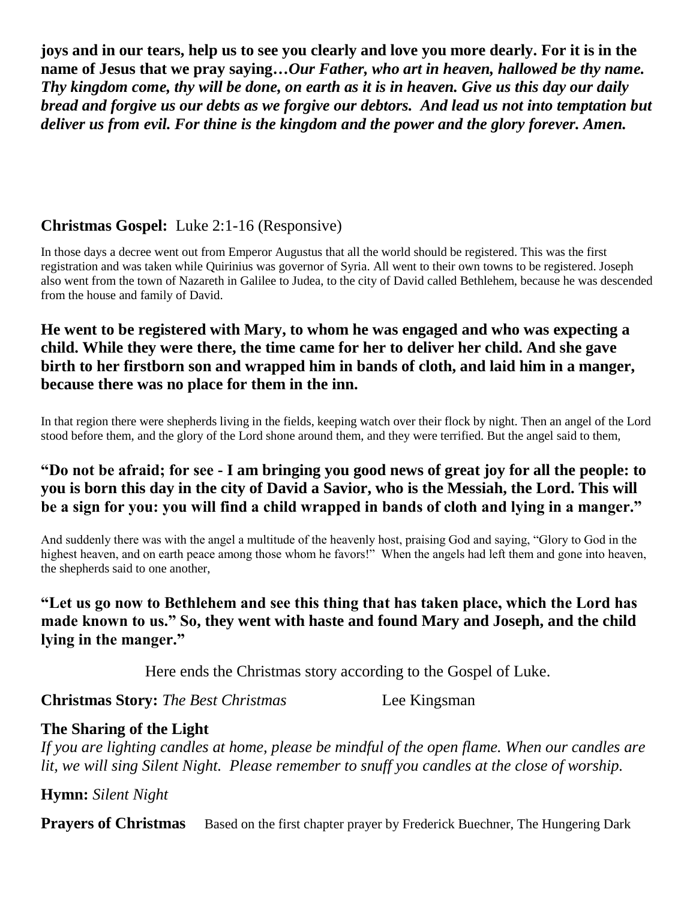**joys and in our tears, help us to see you clearly and love you more dearly. For it is in the name of Jesus that we pray saying…*Our Father, who art in heaven, hallowed be thy name. Thy kingdom come, thy will be done, on earth as it is in heaven. Give us this day our daily bread and forgive us our debts as we forgive our debtors. And lead us not into temptation but deliver us from evil. For thine is the kingdom and the power and the glory forever. Amen.***

**Christmas Gospel:** Luke 2:1-16 (Responsive)

In those days a decree went out from Emperor Augustus that all the world should be registered. This was the first registration and was taken while Quirinius was governor of Syria. All went to their own towns to be registered. Joseph also went from the town of Nazareth in Galilee to Judea, to the city of David called Bethlehem, because he was descended from the house and family of David.

**He went to be registered with Mary, to whom he was engaged and who was expecting a child. While they were there, the time came for her to deliver her child. And she gave birth to her firstborn son and wrapped him in bands of cloth, and laid him in a manger, because there was no place for them in the inn.**

In that region there were shepherds living in the fields, keeping watch over their flock by night. Then an angel of the Lord stood before them, and the glory of the Lord shone around them, and they were terrified. But the angel said to them,

**"Do not be afraid; for see - I am bringing you good news of great joy for all the people: to you is born this day in the city of David a Savior, who is the Messiah, the Lord. This will be a sign for you: you will find a child wrapped in bands of cloth and lying in a manger."**

And suddenly there was with the angel a multitude of the heavenly host, praising God and saying, "Glory to God in the highest heaven, and on earth peace among those whom he favors!" When the angels had left them and gone into heaven, the shepherds said to one another,

**"Let us go now to Bethlehem and see this thing that has taken place, which the Lord has made known to us." So, they went with haste and found Mary and Joseph, and the child lying in the manger."**

Here ends the Christmas story according to the Gospel of Luke.

**Christmas Story:** *The Best Christmas* Lee Kingsman

**The Sharing of the Light**

*If you are lighting candles at home, please be mindful of the open flame. When our candles are lit, we will sing Silent Night. Please remember to snuff you candles at the close of worship.*

**Hymn:** *Silent Night*

**Prayers of Christmas** Based on the first chapter prayer by Frederick Buechner, The Hungering Dark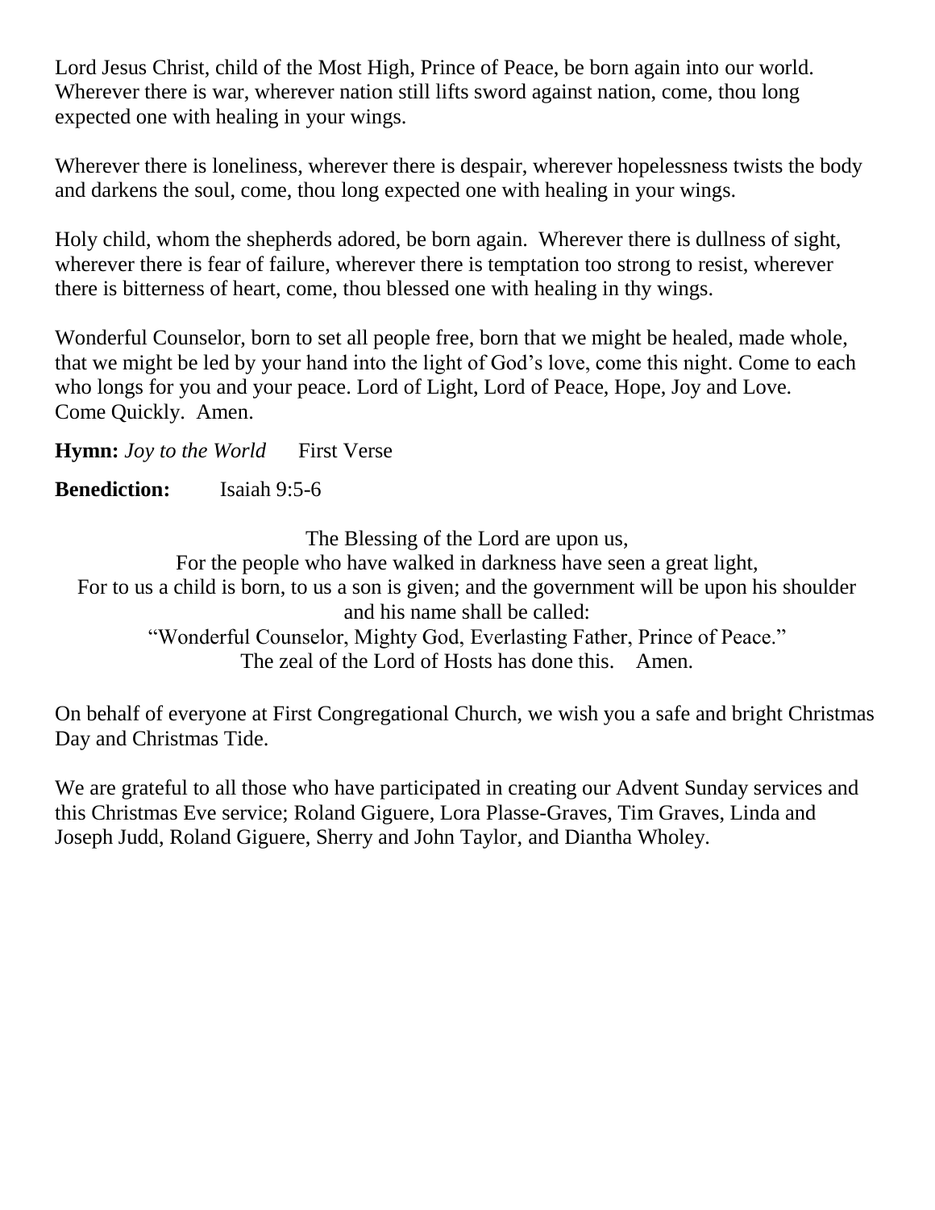Lord Jesus Christ, child of the Most High, Prince of Peace, be born again into our world. Wherever there is war, wherever nation still lifts sword against nation, come, thou long expected one with healing in your wings.

Wherever there is loneliness, wherever there is despair, wherever hopelessness twists the body and darkens the soul, come, thou long expected one with healing in your wings.

Holy child, whom the shepherds adored, be born again. Wherever there is dullness of sight, wherever there is fear of failure, wherever there is temptation too strong to resist, wherever there is bitterness of heart, come, thou blessed one with healing in thy wings.

Wonderful Counselor, born to set all people free, born that we might be healed, made whole, that we might be led by your hand into the light of God's love, come this night. Come to each who longs for you and your peace. Lord of Light, Lord of Peace, Hope, Joy and Love. Come Quickly. Amen.

**Hymn:** *Joy to the World* First Verse

**Benediction:** Isaiah 9:5-6

The Blessing of the Lord are upon us,
For the people who have walked in darkness have seen a great light,
For to us a child is born, to us a son is given; and the government will be upon his shoulder and his name shall be called:
"Wonderful Counselor, Mighty God, Everlasting Father, Prince of Peace."
The zeal of the Lord of Hosts has done this. Amen.

On behalf of everyone at First Congregational Church, we wish you a safe and bright Christmas Day and Christmas Tide.

We are grateful to all those who have participated in creating our Advent Sunday services and this Christmas Eve service; Roland Giguere, Lora Plasse-Graves, Tim Graves, Linda and Joseph Judd, Roland Giguere, Sherry and John Taylor, and Diantha Wholey.